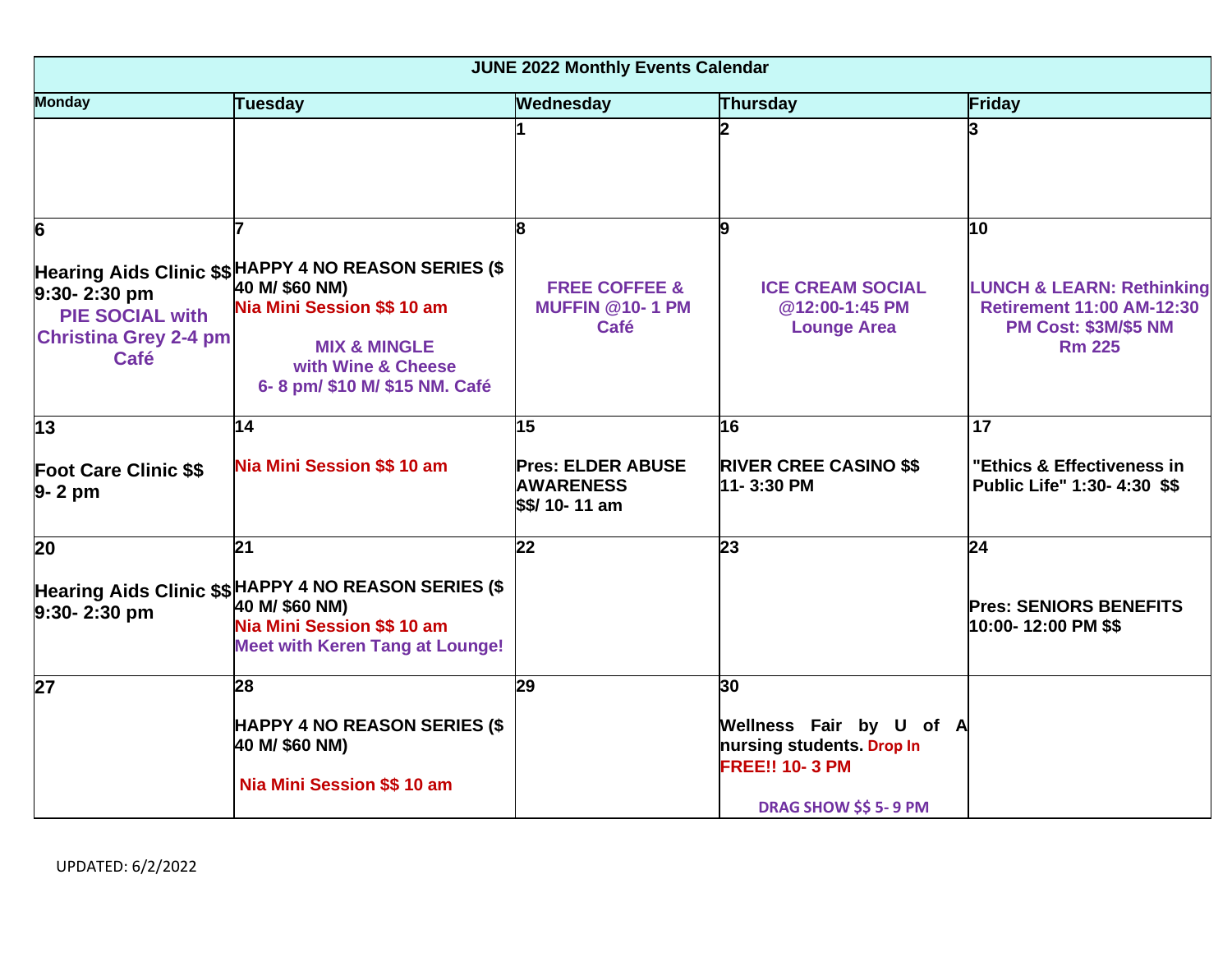| JUNE 2022 Monthly Events Calendar | | | | |
|---|---|---|---|---|
| **Monday** | **Tuesday** | **Wednesday** | **Thursday** | **Friday** |
| | | **1** | **2** | **3** |
| **6**<br><br>**Hearing Aids Clinic $$ 9:30- 2:30 pm**<br>**PIE SOCIAL with Christina Grey 2-4 pm Café** | **7**<br><br>**HAPPY 4 NO REASON SERIES ($ 40 M/ $60 NM)**<br>**Nia Mini Session $$ 10 am**<br><br>**MIX & MINGLE with Wine & Cheese 6- 8 pm/ $10 M/ $15 NM. Café** | **8**<br><br>**FREE COFFEE & MUFFIN @10- 1 PM Café** | **9**<br><br>**ICE CREAM SOCIAL @12:00-1:45 PM Lounge Area** | **10**<br><br>**LUNCH & LEARN: Rethinking Retirement 11:00 AM-12:30 PM Cost: $3M/$5 NM Rm 225** |
| **13**<br><br>**Foot Care Clinic $$ 9- 2 pm** | **14**<br><br>**Nia Mini Session $$ 10 am** | **15**<br><br>**Pres: ELDER ABUSE AWARENESS $$/ 10- 11 am** | **16**<br><br>**RIVER CREE CASINO $$ 11- 3:30 PM** | **17**<br><br>**"Ethics & Effectiveness in Public Life" 1:30- 4:30 $$** |
| **20**<br><br>**Hearing Aids Clinic $$ 9:30- 2:30 pm** | **21**<br><br>**HAPPY 4 NO REASON SERIES ($ 40 M/ $60 NM)**<br>**Nia Mini Session $$ 10 am**<br>**Meet with Keren Tang at Lounge!** | **22** | **23** | **24**<br><br>**Pres: SENIORS BENEFITS 10:00- 12:00 PM $$** |
| **27** | **28**<br><br>**HAPPY 4 NO REASON SERIES ($ 40 M/ $60 NM)**<br><br>**Nia Mini Session $$ 10 am** | **29** | **30**<br><br>**Wellness Fair by U of A nursing students. Drop In FREE!! 10- 3 PM**<br><br>**DRAG SHOW $$ 5- 9 PM** | |

UPDATED: 6/2/2022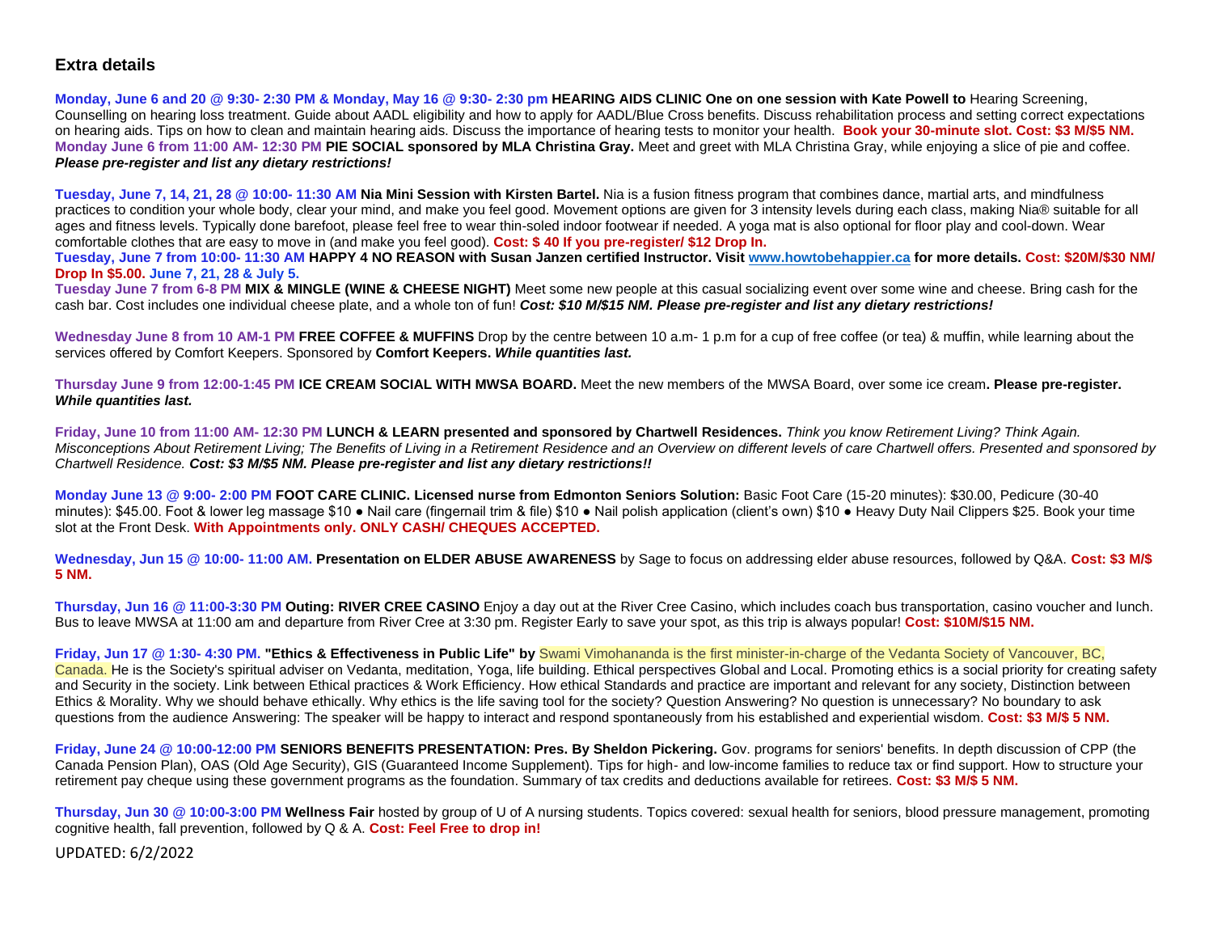## Extra details

**Monday, June 6 and 20 @ 9:30- 2:30 PM & Monday, May 16 @ 9:30- 2:30 pm HEARING AIDS CLINIC One on one session with Kate Powell to** Hearing Screening, Counselling on hearing loss treatment. Guide about AADL eligibility and how to apply for AADL/Blue Cross benefits. Discuss rehabilitation process and setting correct expectations on hearing aids. Tips on how to clean and maintain hearing aids. Discuss the importance of hearing tests to monitor your health. **Book your 30-minute slot. Cost: $3 M/$5 NM.**
**Monday June 6 from 11:00 AM- 12:30 PM PIE SOCIAL sponsored by MLA Christina Gray.** Meet and greet with MLA Christina Gray, while enjoying a slice of pie and coffee. ***Please pre-register and list any dietary restrictions!***

**Tuesday, June 7, 14, 21, 28 @ 10:00- 11:30 AM Nia Mini Session with Kirsten Bartel.** Nia is a fusion fitness program that combines dance, martial arts, and mindfulness practices to condition your whole body, clear your mind, and make you feel good. Movement options are given for 3 intensity levels during each class, making Nia® suitable for all ages and fitness levels. Typically done barefoot, please feel free to wear thin-soled indoor footwear if needed. A yoga mat is also optional for floor play and cool-down. Wear comfortable clothes that are easy to move in (and make you feel good). **Cost: $ 40 If you pre-register/ $12 Drop In.**
**Tuesday, June 7 from 10:00- 11:30 AM HAPPY 4 NO REASON with Susan Janzen certified Instructor. Visit www.howtobehappier.ca for more details. Cost: $20M/$30 NM/ Drop In $5.00. June 7, 21, 28 & July 5.**
**Tuesday June 7 from 6-8 PM MIX & MINGLE (WINE & CHEESE NIGHT)** Meet some new people at this casual socializing event over some wine and cheese. Bring cash for the cash bar. Cost includes one individual cheese plate, and a whole ton of fun! ***Cost: $10 M/$15 NM. Please pre-register and list any dietary restrictions!***

**Wednesday June 8 from 10 AM-1 PM FREE COFFEE & MUFFINS** Drop by the centre between 10 a.m- 1 p.m for a cup of free coffee (or tea) & muffin, while learning about the services offered by Comfort Keepers. Sponsored by **Comfort Keepers.** ***While quantities last.***

**Thursday June 9 from 12:00-1:45 PM ICE CREAM SOCIAL WITH MWSA BOARD.** Meet the new members of the MWSA Board, over some ice cream**. Please pre-register.** ***While quantities last.***

**Friday, June 10 from 11:00 AM- 12:30 PM LUNCH & LEARN presented and sponsored by Chartwell Residences.** *Think you know Retirement Living? Think Again. Misconceptions About Retirement Living; The Benefits of Living in a Retirement Residence and an Overview on different levels of care Chartwell offers. Presented and sponsored by Chartwell Residence.* ***Cost: $3 M/$5 NM. Please pre-register and list any dietary restrictions!!***

**Monday June 13 @ 9:00- 2:00 PM FOOT CARE CLINIC. Licensed nurse from Edmonton Seniors Solution:** Basic Foot Care (15-20 minutes): $30.00, Pedicure (30-40 minutes): $45.00. Foot & lower leg massage $10 ● Nail care (fingernail trim & file) $10 ● Nail polish application (client's own) $10 ● Heavy Duty Nail Clippers $25. Book your time slot at the Front Desk. **With Appointments only. ONLY CASH/ CHEQUES ACCEPTED.**

**Wednesday, Jun 15 @ 10:00- 11:00 AM. Presentation on ELDER ABUSE AWARENESS** by Sage to focus on addressing elder abuse resources, followed by Q&A. **Cost: $3 M/$ 5 NM.**

**Thursday, Jun 16 @ 11:00-3:30 PM Outing: RIVER CREE CASINO** Enjoy a day out at the River Cree Casino, which includes coach bus transportation, casino voucher and lunch. Bus to leave MWSA at 11:00 am and departure from River Cree at 3:30 pm. Register Early to save your spot, as this trip is always popular! **Cost: $10M/$15 NM.**

**Friday, Jun 17 @ 1:30- 4:30 PM. "Ethics & Effectiveness in Public Life" by** Swami Vimohananda is the first minister-in-charge of the Vedanta Society of Vancouver, BC, Canada. He is the Society's spiritual adviser on Vedanta, meditation, Yoga, life building. Ethical perspectives Global and Local. Promoting ethics is a social priority for creating safety and Security in the society. Link between Ethical practices & Work Efficiency. How ethical Standards and practice are important and relevant for any society, Distinction between Ethics & Morality. Why we should behave ethically. Why ethics is the life saving tool for the society? Question Answering? No question is unnecessary? No boundary to ask questions from the audience Answering: The speaker will be happy to interact and respond spontaneously from his established and experiential wisdom. **Cost: $3 M/$ 5 NM.**

**Friday, June 24 @ 10:00-12:00 PM SENIORS BENEFITS PRESENTATION: Pres. By Sheldon Pickering.** Gov. programs for seniors' benefits. In depth discussion of CPP (the Canada Pension Plan), OAS (Old Age Security), GIS (Guaranteed Income Supplement). Tips for high- and low-income families to reduce tax or find support. How to structure your retirement pay cheque using these government programs as the foundation. Summary of tax credits and deductions available for retirees. **Cost: $3 M/$ 5 NM.**

**Thursday, Jun 30 @ 10:00-3:00 PM Wellness Fair** hosted by group of U of A nursing students. Topics covered: sexual health for seniors, blood pressure management, promoting cognitive health, fall prevention, followed by Q & A. **Cost: Feel Free to drop in!**

UPDATED: 6/2/2022